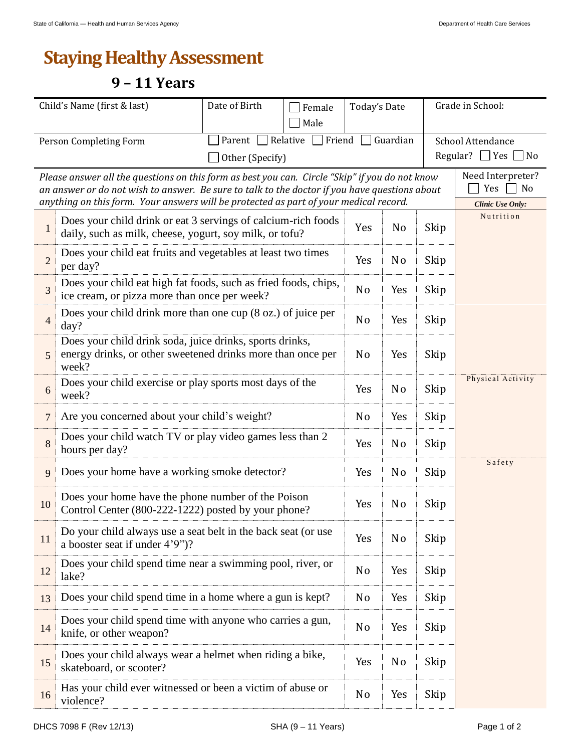# Staying Healthy Assessment

## 9 – 11 Years

| Child's Name (first & last) | Date of Birth | ☐ Female ☐ Male | Today's Date | Grade in School: |
|---|---|---|---|---|
| Person Completing Form | ☐ Parent ☐ Relative ☐ Friend ☐ Guardian ☐ Other (Specify) | | | School Attendance Regular? ☐ Yes ☐ No |

*Please answer all the questions on this form as best you can. Circle "Skip" if you do not know an answer or do not wish to answer. Be sure to talk to the doctor if you have questions about anything on this form. Your answers will be protected as part of your medical record.*

Need Interpreter? ☐ Yes ☐ No

| # | Question | | | | *Clinic Use Only:* |
|---|---|---|---|---|---|
| 1 | Does your child drink or eat 3 servings of calcium-rich foods daily, such as milk, cheese, yogurt, soy milk, or tofu? | Yes | No | Skip | Nutrition |
| 2 | Does your child eat fruits and vegetables at least two times per day? | Yes | No | Skip | |
| 3 | Does your child eat high fat foods, such as fried foods, chips, ice cream, or pizza more than once per week? | No | Yes | Skip | |
| 4 | Does your child drink more than one cup (8 oz.) of juice per day? | No | Yes | Skip | |
| 5 | Does your child drink soda, juice drinks, sports drinks, energy drinks, or other sweetened drinks more than once per week? | No | Yes | Skip | |
| 6 | Does your child exercise or play sports most days of the week? | Yes | No | Skip | Physical Activity |
| 7 | Are you concerned about your child's weight? | No | Yes | Skip | |
| 8 | Does your child watch TV or play video games less than 2 hours per day? | Yes | No | Skip | |
| 9 | Does your home have a working smoke detector? | Yes | No | Skip | Safety |
| 10 | Does your home have the phone number of the Poison Control Center (800-222-1222) posted by your phone? | Yes | No | Skip | |
| 11 | Do your child always use a seat belt in the back seat (or use a booster seat if under 4'9")? | Yes | No | Skip | |
| 12 | Does your child spend time near a swimming pool, river, or lake? | No | Yes | Skip | |
| 13 | Does your child spend time in a home where a gun is kept? | No | Yes | Skip | |
| 14 | Does your child spend time with anyone who carries a gun, knife, or other weapon? | No | Yes | Skip | |
| 15 | Does your child always wear a helmet when riding a bike, skateboard, or scooter? | Yes | No | Skip | |
| 16 | Has your child ever witnessed or been a victim of abuse or violence? | No | Yes | Skip | |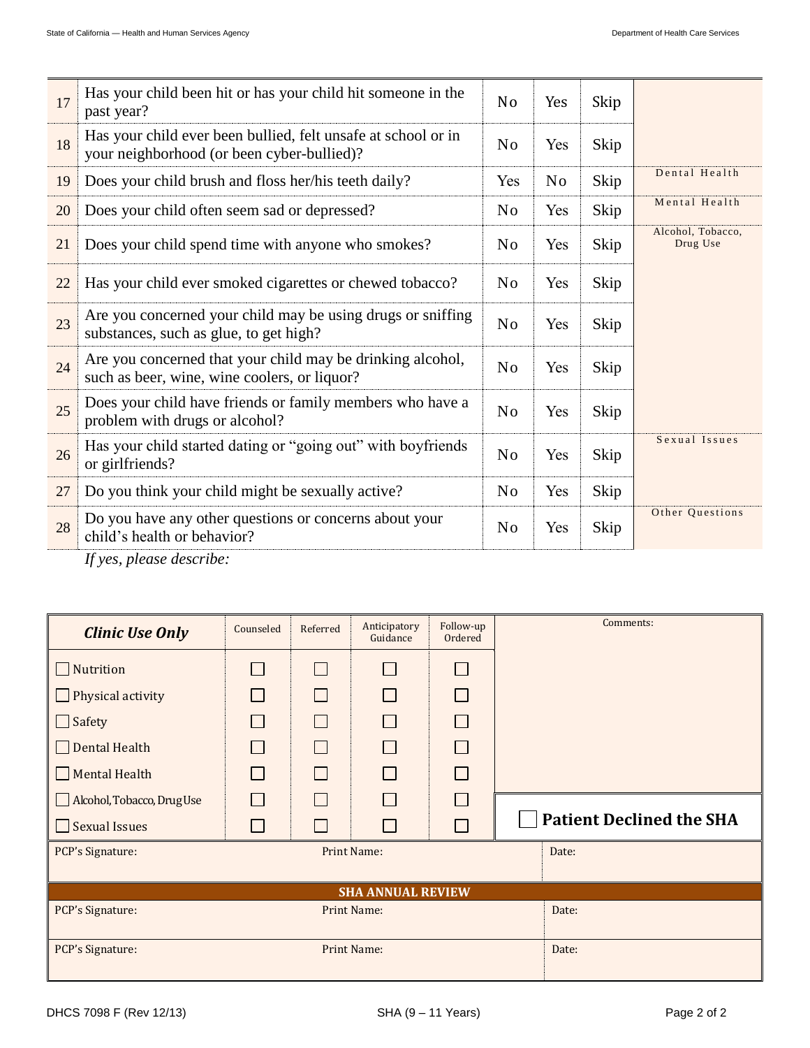| | | | | | |
|---|---|---|---|---|---|
| 17 | Has your child been hit or has your child hit someone in the past year? | No | Yes | Skip | |
| 18 | Has your child ever been bullied, felt unsafe at school or in your neighborhood (or been cyber-bullied)? | No | Yes | Skip | |
| 19 | Does your child brush and floss her/his teeth daily? | Yes | No | Skip | Dental Health |
| 20 | Does your child often seem sad or depressed? | No | Yes | Skip | Mental Health |
| 21 | Does your child spend time with anyone who smokes? | No | Yes | Skip | Alcohol, Tobacco, Drug Use |
| 22 | Has your child ever smoked cigarettes or chewed tobacco? | No | Yes | Skip | |
| 23 | Are you concerned your child may be using drugs or sniffing substances, such as glue, to get high? | No | Yes | Skip | |
| 24 | Are you concerned that your child may be drinking alcohol, such as beer, wine, wine coolers, or liquor? | No | Yes | Skip | |
| 25 | Does your child have friends or family members who have a problem with drugs or alcohol? | No | Yes | Skip | |
| 26 | Has your child started dating or "going out" with boyfriends or girlfriends? | No | Yes | Skip | Sexual Issues |
| 27 | Do you think your child might be sexually active? | No | Yes | Skip | |
| 28 | Do you have any other questions or concerns about your child's health or behavior? | No | Yes | Skip | Other Questions |

*If yes, please describe:*

| ***Clinic Use Only*** | Counseled | Referred | Anticipatory Guidance | Follow-up Ordered | Comments: |
|---|---|---|---|---|---|
| ☐ Nutrition | ☐ | ☐ | ☐ | ☐ | |
| ☐ Physical activity | ☐ | ☐ | ☐ | ☐ | |
| ☐ Safety | ☐ | ☐ | ☐ | ☐ | |
| ☐ Dental Health | ☐ | ☐ | ☐ | ☐ | |
| ☐ Mental Health | ☐ | ☐ | ☐ | ☐ | |
| ☐ Alcohol, Tobacco, Drug Use | ☐ | ☐ | ☐ | ☐ | ☐ **Patient Declined the SHA** |
| ☐ Sexual Issues | ☐ | ☐ | ☐ | ☐ | |

| | | |
|---|---|---|
| PCP's Signature: | Print Name: | Date: |

**SHA ANNUAL REVIEW**

| | | |
|---|---|---|
| PCP's Signature: | Print Name: | Date: |
| PCP's Signature: | Print Name: | Date: |

DHCS 7098 F (Rev 12/13) SHA (9 – 11 Years)